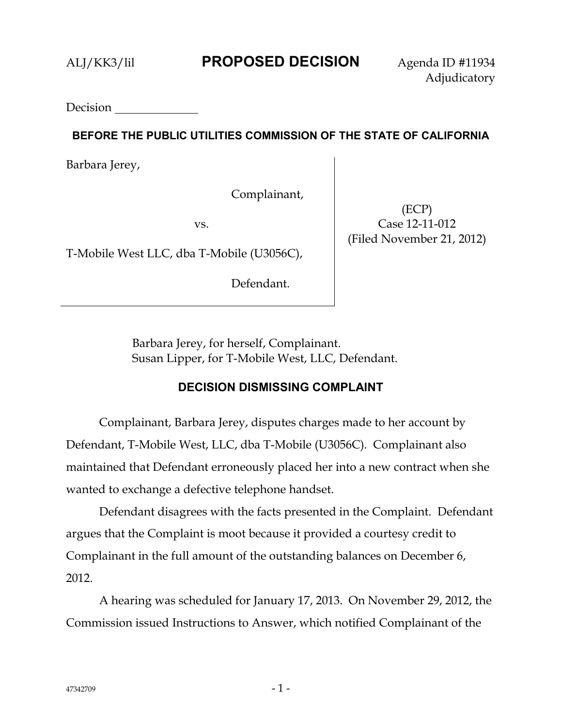ALJ/KK3/lil **PROPOSED DECISION** Agenda ID #11934
Adjudicatory

Decision \_\_\_\_\_\_\_\_\_\_\_\_\_

**BEFORE THE PUBLIC UTILITIES COMMISSION OF THE STATE OF CALIFORNIA**

| | |
|---|---|
| Barbara Jerey,<br><br>Complainant,<br><br>vs.<br><br>T-Mobile West LLC, dba T-Mobile (U3056C),<br><br>Defendant. | (ECP)<br>Case 12-11-012<br>(Filed November 21, 2012) |

Barbara Jerey, for herself, Complainant.
Susan Lipper, for T-Mobile West, LLC, Defendant.

## DECISION DISMISSING COMPLAINT

Complainant, Barbara Jerey, disputes charges made to her account by Defendant, T-Mobile West, LLC, dba T-Mobile (U3056C). Complainant also maintained that Defendant erroneously placed her into a new contract when she wanted to exchange a defective telephone handset.

Defendant disagrees with the facts presented in the Complaint. Defendant argues that the Complaint is moot because it provided a courtesy credit to Complainant in the full amount of the outstanding balances on December 6, 2012.

A hearing was scheduled for January 17, 2013. On November 29, 2012, the Commission issued Instructions to Answer, which notified Complainant of the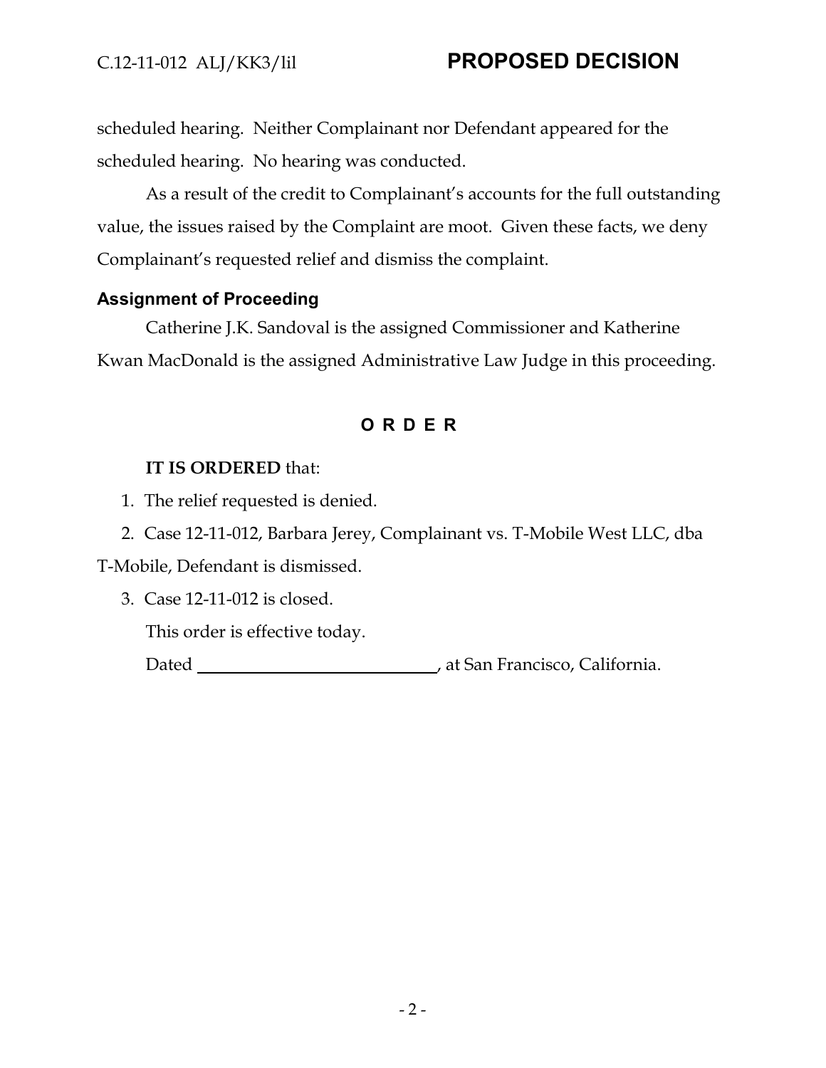scheduled hearing. Neither Complainant nor Defendant appeared for the scheduled hearing. No hearing was conducted.

As a result of the credit to Complainant's accounts for the full outstanding value, the issues raised by the Complaint are moot. Given these facts, we deny Complainant's requested relief and dismiss the complaint.

## Assignment of Proceeding

Catherine J.K. Sandoval is the assigned Commissioner and Katherine Kwan MacDonald is the assigned Administrative Law Judge in this proceeding.

## O R D E R

**IT IS ORDERED** that:

1. The relief requested is denied.
2. Case 12-11-012, Barbara Jerey, Complainant vs. T-Mobile West LLC, dba T-Mobile, Defendant is dismissed.
3. Case 12-11-012 is closed.

This order is effective today.

Dated ____________________________, at San Francisco, California.